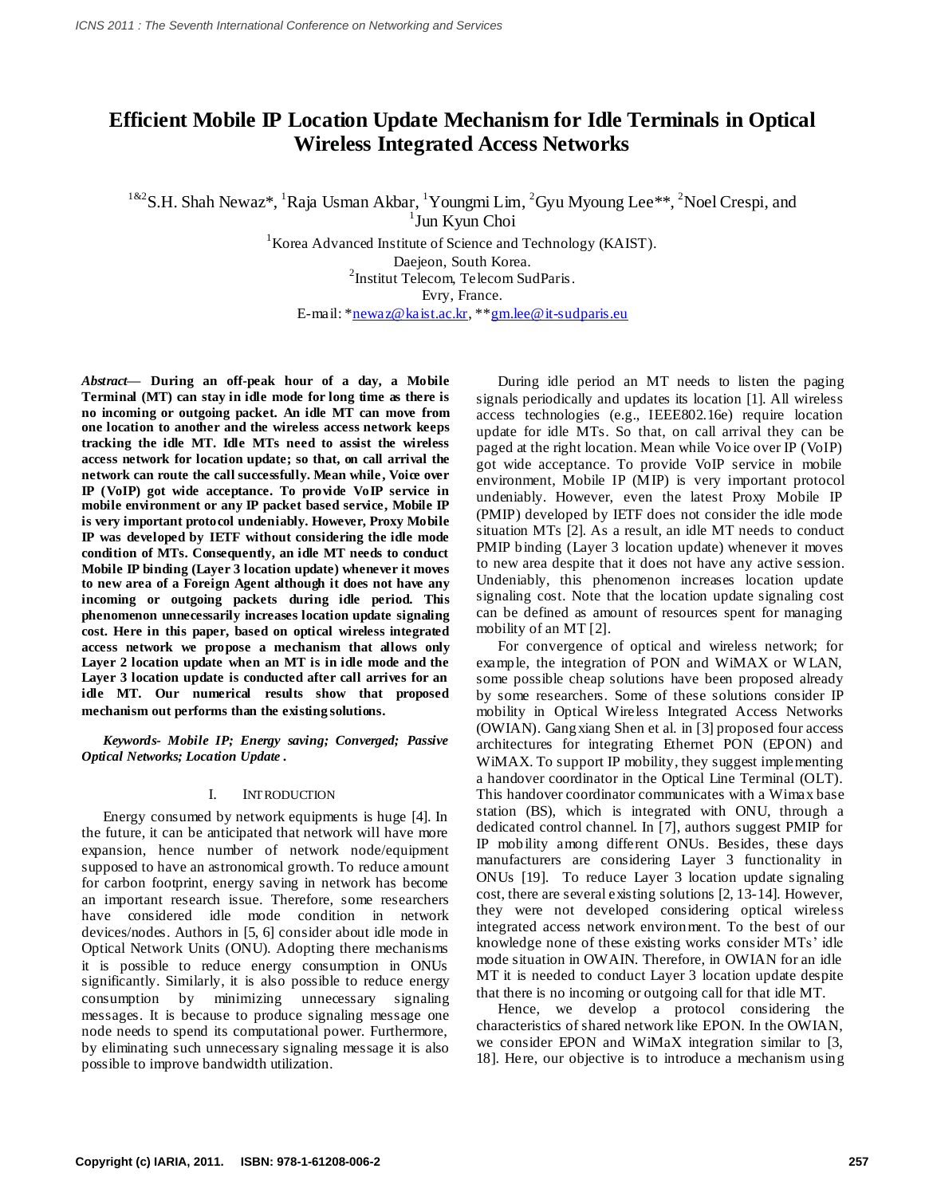# Efficient Mobile IP Location Update Mechanism for Idle Terminals in Optical Wireless Integrated Access Networks

[1&2]S.H. Shah Newaz*, [1]Raja Usman Akbar, [1]Youngmi Lim, [2]Gyu Myoung Lee**, [2]Noel Crespi, and [1]Jun Kyun Choi

[1]Korea Advanced Institute of Science and Technology (KAIST).
Daejeon, South Korea.
[2]Institut Telecom, Telecom SudParis.
Evry, France.
E-mail: *newaz@kaist.ac.kr, **gm.lee@it-sudparis.eu

***Abstract*— During an off-peak hour of a day, a Mobile Terminal (MT) can stay in idle mode for long time as there is no incoming or outgoing packet. An idle MT can move from one location to another and the wireless access network keeps tracking the idle MT. Idle MTs need to assist the wireless access network for location update; so that, on call arrival the network can route the call successfully. Mean while, Voice over IP (VoIP) got wide acceptance. To provide VoIP service in mobile environment or any IP packet based service, Mobile IP is very important protocol undeniably. However, Proxy Mobile IP was developed by IETF without considering the idle mode condition of MTs. Consequently, an idle MT needs to conduct Mobile IP binding (Layer 3 location update) whenever it moves to new area of a Foreign Agent although it does not have any incoming or outgoing packets during idle period. This phenomenon unnecessarily increases location update signaling cost. Here in this paper, based on optical wireless integrated access network we propose a mechanism that allows only Layer 2 location update when an MT is in idle mode and the Layer 3 location update is conducted after call arrives for an idle MT. Our numerical results show that proposed mechanism out performs than the existing solutions.**

*Keywords- Mobile IP; Energy saving; Converged; Passive Optical Networks; Location Update .*

## I. INTRODUCTION

Energy consumed by network equipments is huge [4]. In the future, it can be anticipated that network will have more expansion, hence number of network node/equipment supposed to have an astronomical growth. To reduce amount for carbon footprint, energy saving in network has become an important research issue. Therefore, some researchers have considered idle mode condition in network devices/nodes. Authors in [5, 6] consider about idle mode in Optical Network Units (ONU). Adopting there mechanisms it is possible to reduce energy consumption in ONUs significantly. Similarly, it is also possible to reduce energy consumption by minimizing unnecessary signaling messages. It is because to produce signaling message one node needs to spend its computational power. Furthermore, by eliminating such unnecessary signaling message it is also possible to improve bandwidth utilization.

During idle period an MT needs to listen the paging signals periodically and updates its location [1]. All wireless access technologies (e.g., IEEE802.16e) require location update for idle MTs. So that, on call arrival they can be paged at the right location. Mean while Voice over IP (VoIP) got wide acceptance. To provide VoIP service in mobile environment, Mobile IP (MIP) is very important protocol undeniably. However, even the latest Proxy Mobile IP (PMIP) developed by IETF does not consider the idle mode situation MTs [2]. As a result, an idle MT needs to conduct PMIP binding (Layer 3 location update) whenever it moves to new area despite that it does not have any active session. Undeniably, this phenomenon increases location update signaling cost. Note that the location update signaling cost can be defined as amount of resources spent for managing mobility of an MT [2].

For convergence of optical and wireless network; for example, the integration of PON and WiMAX or WLAN, some possible cheap solutions have been proposed already by some researchers. Some of these solutions consider IP mobility in Optical Wireless Integrated Access Networks (OWIAN). Gangxiang Shen et al. in [3] proposed four access architectures for integrating Ethernet PON (EPON) and WiMAX. To support IP mobility, they suggest implementing a handover coordinator in the Optical Line Terminal (OLT). This handover coordinator communicates with a Wimax base station (BS), which is integrated with ONU, through a dedicated control channel. In [7], authors suggest PMIP for IP mobility among different ONUs. Besides, these days manufacturers are considering Layer 3 functionality in ONUs [19]. To reduce Layer 3 location update signaling cost, there are several existing solutions [2, 13-14]. However, they were not developed considering optical wireless integrated access network environment. To the best of our knowledge none of these existing works consider MTs' idle mode situation in OWAIN. Therefore, in OWIAN for an idle MT it is needed to conduct Layer 3 location update despite that there is no incoming or outgoing call for that idle MT.

Hence, we develop a protocol considering the characteristics of shared network like EPON. In the OWIAN, we consider EPON and WiMaX integration similar to [3, 18]. Here, our objective is to introduce a mechanism using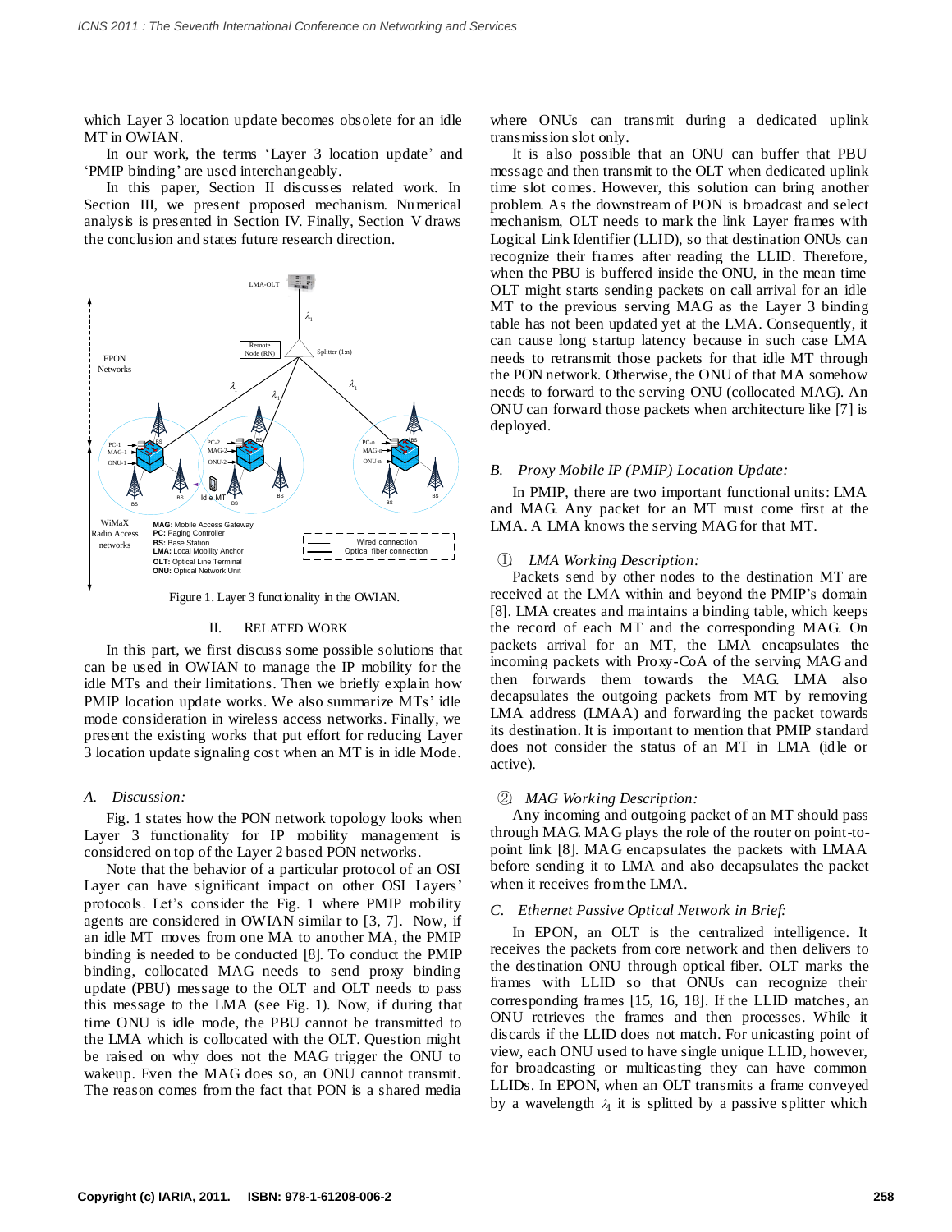which Layer 3 location update becomes obsolete for an idle MT in OWIAN.

In our work, the terms 'Layer 3 location update' and 'PMIP binding' are used interchangeably.

In this paper, Section II discusses related work. In Section III, we present proposed mechanism. Numerical analysis is presented in Section IV. Finally, Section V draws the conclusion and states future research direction.

Figure 1. Layer 3 functionality in the OWIAN.

## II. RELATED WORK

In this part, we first discuss some possible solutions that can be used in OWIAN to manage the IP mobility for the idle MTs and their limitations. Then we briefly explain how PMIP location update works. We also summarize MTs' idle mode consideration in wireless access networks. Finally, we present the existing works that put effort for reducing Layer 3 location update signaling cost when an MT is in idle Mode.

### *A. Discussion:*

Fig. 1 states how the PON network topology looks when Layer 3 functionality for IP mobility management is considered on top of the Layer 2 based PON networks.

Note that the behavior of a particular protocol of an OSI Layer can have significant impact on other OSI Layers' protocols. Let's consider the Fig. 1 where PMIP mobility agents are considered in OWIAN similar to [3, 7]. Now, if an idle MT moves from one MA to another MA, the PMIP binding is needed to be conducted [8]. To conduct the PMIP binding, collocated MAG needs to send proxy binding update (PBU) message to the OLT and OLT needs to pass this message to the LMA (see Fig. 1). Now, if during that time ONU is idle mode, the PBU cannot be transmitted to the LMA which is collocated with the OLT. Question might be raised on why does not the MAG trigger the ONU to wakeup. Even the MAG does so, an ONU cannot transmit. The reason comes from the fact that PON is a shared media where ONUs can transmit during a dedicated uplink transmission slot only.

It is also possible that an ONU can buffer that PBU message and then transmit to the OLT when dedicated uplink time slot comes. However, this solution can bring another problem. As the downstream of PON is broadcast and select mechanism, OLT needs to mark the link Layer frames with Logical Link Identifier (LLID), so that destination ONUs can recognize their frames after reading the LLID. Therefore, when the PBU is buffered inside the ONU, in the mean time OLT might starts sending packets on call arrival for an idle MT to the previous serving MAG as the Layer 3 binding table has not been updated yet at the LMA. Consequently, it can cause long startup latency because in such case LMA needs to retransmit those packets for that idle MT through the PON network. Otherwise, the ONU of that MA somehow needs to forward to the serving ONU (collocated MAG). An ONU can forward those packets when architecture like [7] is deployed.

### *B. Proxy Mobile IP (PMIP) Location Update:*

In PMIP, there are two important functional units: LMA and MAG. Any packet for an MT must come first at the LMA. A LMA knows the serving MAG for that MT.

#### ① *LMA Working Description:*

Packets send by other nodes to the destination MT are received at the LMA within and beyond the PMIP's domain [8]. LMA creates and maintains a binding table, which keeps the record of each MT and the corresponding MAG. On packets arrival for an MT, the LMA encapsulates the incoming packets with Proxy-CoA of the serving MAG and then forwards them towards the MAG. LMA also decapsulates the outgoing packets from MT by removing LMA address (LMAA) and forwarding the packet towards its destination. It is important to mention that PMIP standard does not consider the status of an MT in LMA (idle or active).

#### ② *MAG Working Description:*

Any incoming and outgoing packet of an MT should pass through MAG. MAG plays the role of the router on point-to-point link [8]. MAG encapsulates the packets with LMAA before sending it to LMA and also decapsulates the packet when it receives from the LMA.

### *C. Ethernet Passive Optical Network in Brief:*

In EPON, an OLT is the centralized intelligence. It receives the packets from core network and then delivers to the destination ONU through optical fiber. OLT marks the frames with LLID so that ONUs can recognize their corresponding frames [15, 16, 18]. If the LLID matches, an ONU retrieves the frames and then processes. While it discards if the LLID does not match. For unicasting point of view, each ONU used to have single unique LLID, however, for broadcasting or multicasting they can have common LLIDs. In EPON, when an OLT transmits a frame conveyed by a wavelength $\lambda_1$ it is splitted by a passive splitter which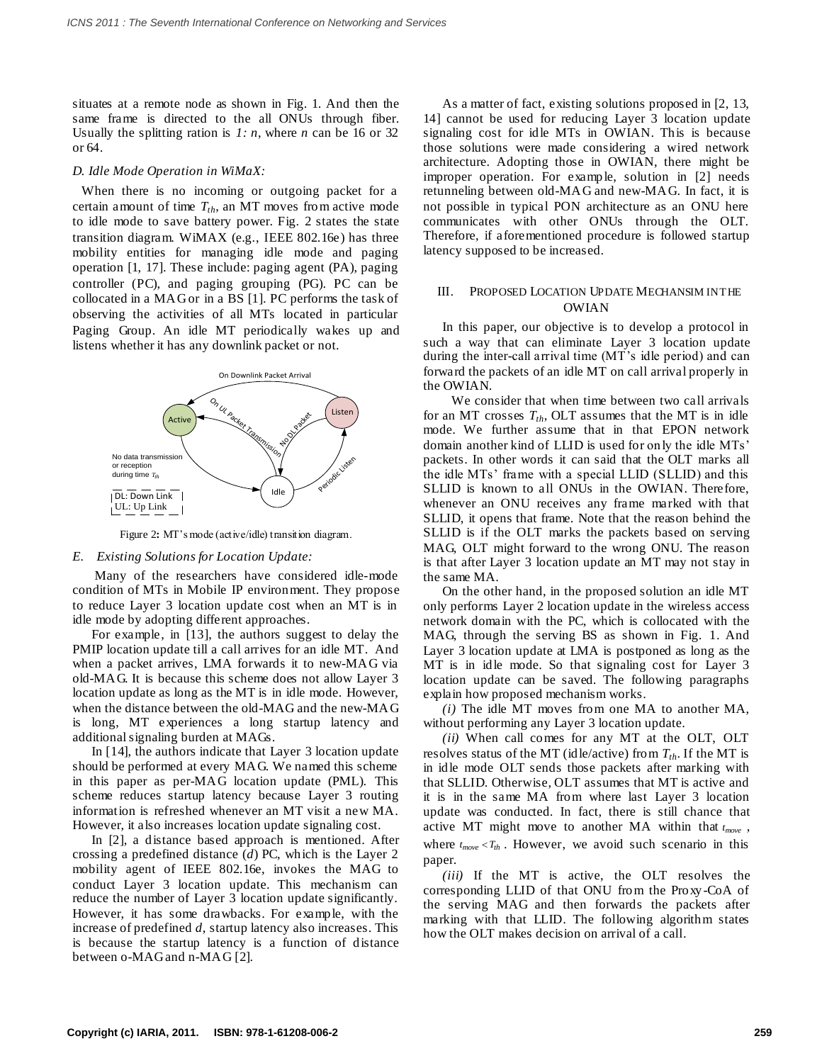situates at a remote node as shown in Fig. 1. And then the same frame is directed to the all ONUs through fiber. Usually the splitting ration is *1: n*, where *n* can be 16 or 32 or 64.

### *D. Idle Mode Operation in WiMaX:*

When there is no incoming or outgoing packet for a certain amount of time $T_{th}$, an MT moves from active mode to idle mode to save battery power. Fig. 2 states the state transition diagram. WiMAX (e.g., IEEE 802.16e) has three mobility entities for managing idle mode and paging operation [1, 17]. These include: paging agent (PA), paging controller (PC), and paging grouping (PG). PC can be collocated in a MAG or in a BS [1]. PC performs the task of observing the activities of all MTs located in particular Paging Group. An idle MT periodically wakes up and listens whether it has any downlink packet or not.

Figure 2: MT's mode (active/idle) transition diagram.

### *E. Existing Solutions for Location Update:*

Many of the researchers have considered idle-mode condition of MTs in Mobile IP environment. They propose to reduce Layer 3 location update cost when an MT is in idle mode by adopting different approaches.

For example, in [13], the authors suggest to delay the PMIP location update till a call arrives for an idle MT. And when a packet arrives, LMA forwards it to new-MAG via old-MAG. It is because this scheme does not allow Layer 3 location update as long as the MT is in idle mode. However, when the distance between the old-MAG and the new-MAG is long, MT experiences a long startup latency and additional signaling burden at MAGs.

In [14], the authors indicate that Layer 3 location update should be performed at every MAG. We named this scheme in this paper as per-MAG location update (PML). This scheme reduces startup latency because Layer 3 routing information is refreshed whenever an MT visit a new MA. However, it also increases location update signaling cost.

In [2], a distance based approach is mentioned. After crossing a predefined distance ($d$) PC, which is the Layer 2 mobility agent of IEEE 802.16e, invokes the MAG to conduct Layer 3 location update. This mechanism can reduce the number of Layer 3 location update significantly. However, it has some drawbacks. For example, with the increase of predefined $d$, startup latency also increases. This is because the startup latency is a function of distance between o-MAG and n-MAG [2].

As a matter of fact, existing solutions proposed in [2, 13, 14] cannot be used for reducing Layer 3 location update signaling cost for idle MTs in OWIAN. This is because those solutions were made considering a wired network architecture. Adopting those in OWIAN, there might be improper operation. For example, solution in [2] needs retunneling between old-MAG and new-MAG. In fact, it is not possible in typical PON architecture as an ONU here communicates with other ONUs through the OLT. Therefore, if aforementioned procedure is followed startup latency supposed to be increased.

## III. Proposed Location Update Mechansim in the OWIAN

In this paper, our objective is to develop a protocol in such a way that can eliminate Layer 3 location update during the inter-call arrival time (MT's idle period) and can forward the packets of an idle MT on call arrival properly in the OWIAN.

We consider that when time between two call arrivals for an MT crosses $T_{th}$, OLT assumes that the MT is in idle mode. We further assume that in that EPON network domain another kind of LLID is used for only the idle MTs' packets. In other words it can said that the OLT marks all the idle MTs' frame with a special LLID (SLLID) and this SLLID is known to all ONUs in the OWIAN. Therefore, whenever an ONU receives any frame marked with that SLLID, it opens that frame. Note that the reason behind the SLLID is if the OLT marks the packets based on serving MAG, OLT might forward to the wrong ONU. The reason is that after Layer 3 location update an MT may not stay in the same MA.

On the other hand, in the proposed solution an idle MT only performs Layer 2 location update in the wireless access network domain with the PC, which is collocated with the MAG, through the serving BS as shown in Fig. 1. And Layer 3 location update at LMA is postponed as long as the MT is in idle mode. So that signaling cost for Layer 3 location update can be saved. The following paragraphs explain how proposed mechanism works.

*(i)* The idle MT moves from one MA to another MA, without performing any Layer 3 location update.

*(ii)* When call comes for any MT at the OLT, OLT resolves status of the MT (idle/active) from $T_{th}$. If the MT is in idle mode OLT sends those packets after marking with that SLLID. Otherwise, OLT assumes that MT is active and it is in the same MA from where last Layer 3 location update was conducted. In fact, there is still chance that active MT might move to another MA within that $t_{move}$, where $t_{move} < T_{th}$. However, we avoid such scenario in this paper.

*(iii)* If the MT is active, the OLT resolves the corresponding LLID of that ONU from the Proxy-CoA of the serving MAG and then forwards the packets after marking with that LLID. The following algorithm states how the OLT makes decision on arrival of a call.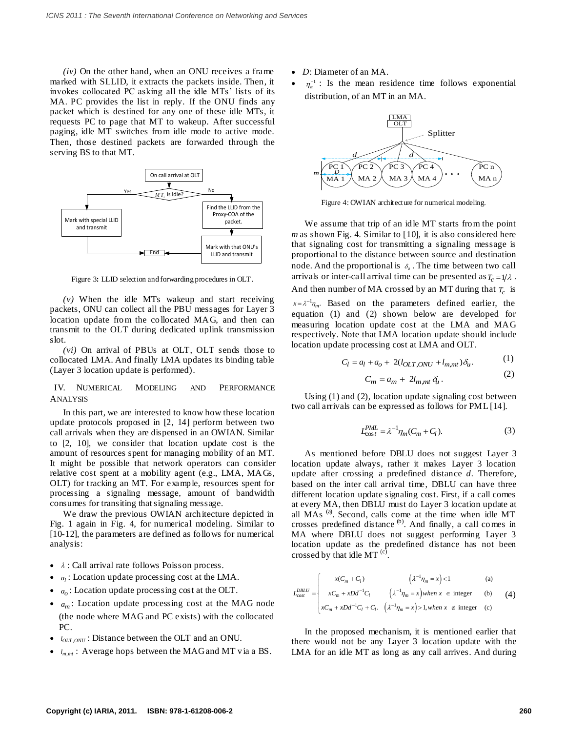*(iv)* On the other hand, when an ONU receives a frame marked with SLLID, it extracts the packets inside. Then, it invokes collocated PC asking all the idle MTs' lists of its MA. PC provides the list in reply. If the ONU finds any packet which is destined for any one of these idle MTs, it requests PC to page that MT to wakeup. After successful paging, idle MT switches from idle mode to active mode. Then, those destined packets are forwarded through the serving BS to that MT.

Figure 3: LLID selection and forwarding procedures in OLT.

*(v)* When the idle MTs wakeup and start receiving packets, ONU can collect all the PBU messages for Layer 3 location update from the collocated MAG, and then can transmit to the OLT during dedicated uplink transmission slot.

*(vi)* On arrival of PBUs at OLT, OLT sends those to collocated LMA. And finally LMA updates its binding table (Layer 3 location update is performed).

## IV. Numerical Modeling and Performance Analysis

In this part, we are interested to know how these location update protocols proposed in [2, 14] perform between two call arrivals when they are dispensed in an OWIAN. Similar to [2, 10], we consider that location update cost is the amount of resources spent for managing mobility of an MT. It might be possible that network operators can consider relative cost spent at a mobility agent (e.g., LMA, MAGs, OLT) for tracking an MT. For example, resources spent for processing a signaling message, amount of bandwidth consumes for transiting that signaling message.

We draw the previous OWIAN architecture depicted in Fig. 1 again in Fig. 4, for numerical modeling. Similar to [10-12], the parameters are defined as follows for numerical analysis:

- $\lambda$ : Call arrival rate follows Poisson process.
- $a_l$ : Location update processing cost at the LMA.
- $a_o$ : Location update processing cost at the OLT.
- $a_m$ : Location update processing cost at the MAG node (the node where MAG and PC exists) with the collocated PC.
- $l_{OLT,ONU}$ : Distance between the OLT and an ONU.
- $l_{m,mt}$ : Average hops between the MAG and MT via a BS.
- $D$: Diameter of an MA.
- $\eta_m^{-1}$ : Is the mean residence time follows exponential distribution, of an MT in an MA.

Figure 4: OWIAN architecture for numerical modeling.

We assume that trip of an idle MT starts from the point $m$ as shown Fig. 4. Similar to [10], it is also considered here that signaling cost for transmitting a signaling message is proportional to the distance between source and destination node. And the proportional is $\delta_u$. The time between two call arrivals or inter-call arrival time can be presented as $T_c = 1/\lambda$. And then number of MA crossed by an MT during that $T_c$ is $x = \lambda^{-1}\eta_m$. Based on the parameters defined earlier, the equation (1) and (2) shown below are developed for measuring location update cost at the LMA and MAG respectively. Note that LMA location update should include location update processing cost at LMA and OLT.

$$C_l = a_l + a_o + 2(l_{OLT,ONU} + l_{m,mt})\delta_u. \tag{1}$$

$$C_m = a_m + 2l_{m,mt}\delta_u. \tag{2}$$

Using (1) and (2), location update signaling cost between two call arrivals can be expressed as follows for PML [14].

$$L_{cost}^{PML} = \lambda^{-1}\eta_m(C_m + C_l). \tag{3}$$

As mentioned before DBLU does not suggest Layer 3 location update always, rather it makes Layer 3 location update after crossing a predefined distance $d$. Therefore, based on the inter call arrival time, DBLU can have three different location update signaling cost. First, if a call comes at every MA, then DBLU must do Layer 3 location update at all MAs [(a)]. Second, calls come at the time when idle MT crosses predefined distance [(b)]. And finally, a call comes in MA where DBLU does not suggest performing Layer 3 location update as the predefined distance has not been crossed by that idle MT [(c)].

$$L_{cost}^{DBLU} = \begin{cases} x(C_m + C_l) & \left(\lambda^{-1}\eta_m = x\right) < 1 \quad \text{(a)} \\ xC_m + xDd^{-1}C_l & \left(\lambda^{-1}\eta_m = x\right) when\ x \in \text{integer} \quad \text{(b)} \\ xC_m + xDd^{-1}C_l + C_l. & \left(\lambda^{-1}\eta_m = x\right) > 1, when\ x \notin \text{integer} \quad \text{(c)} \end{cases} \tag{4}$$

In the proposed mechanism, it is mentioned earlier that there would not be any Layer 3 location update with the LMA for an idle MT as long as any call arrives. And during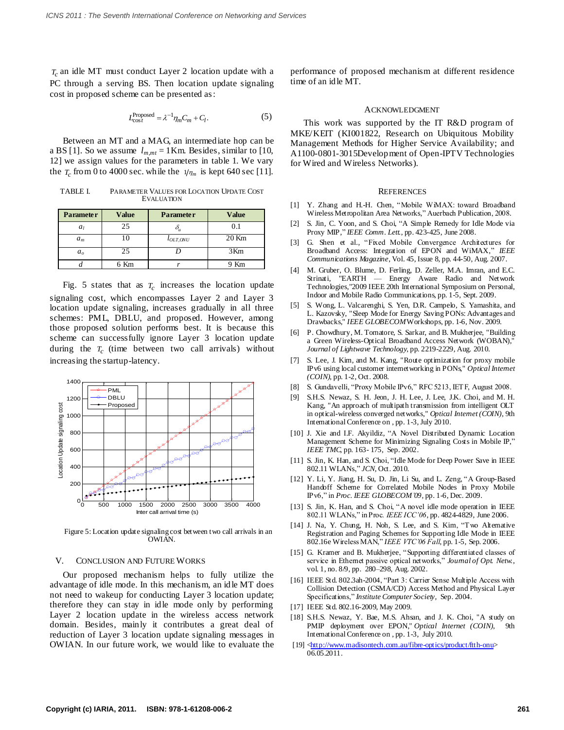$T_c$ an idle MT must conduct Layer 2 location update with a PC through a serving BS. Then location update signaling cost in proposed scheme can be presented as:

$$L_{cost}^{Proposed} = \lambda^{-1}\eta_m C_m + C_l. \quad (5)$$

Between an MT and a MAG, an intermediate hop can be a BS [1]. So we assume $l_{m,mt}$ = 1Km. Besides, similar to [10, 12] we assign values for the parameters in table 1. We vary the $T_c$ from 0 to 4000 sec. while the $1/\eta_m$ is kept 640 sec [11].

TABLE I. PARAMETER VALUES FOR LOCATION UPDATE COST EVALUATION

| Parameter | Value | Parameter | Value |
|---|---|---|---|
| $a_l$ | 25 | $\delta_u$ | 0.1 |
| $a_m$ | 10 | $l_{OLT,ONU}$ | 20 Km |
| $a_o$ | 25 | $D$ | 3Km |
| $d$ | 6 Km | $r$ | 9 Km |

Fig. 5 states that as $T_c$ increases the location update signaling cost, which encompasses Layer 2 and Layer 3 location update signaling, increases gradually in all three schemes: PML, DBLU, and proposed. However, among those proposed solution performs best. It is because this scheme can successfully ignore Layer 3 location update during the $T_c$ (time between two call arrivals) without increasing the startup-latency.

Location Update signaling cost
1400
1200
1000
800
600
400
200
0
0 500 1000 1500 2000 2500 3000 3500 4000
Inter call arrival time (s)
PML
DBLU
Proposed

Figure 5: Location update signaling cost between two call arrivals in an OWIAN.

## V. CONCLUSION AND FUTURE WORKS

Our proposed mechanism helps to fully utilize the advantage of idle mode. In this mechanism, an idle MT does not need to wakeup for conducting Layer 3 location update; therefore they can stay in idle mode only by performing Layer 2 location update in the wireless access network domain. Besides, mainly it contributes a great deal of reduction of Layer 3 location update signaling messages in OWIAN. In our future work, we would like to evaluate the performance of proposed mechanism at different residence time of an idle MT.

## ACKNOWLEDGMENT

This work was supported by the IT R&D program of MKE/KEIT (KI001822, Research on Ubiquitous Mobility Management Methods for Higher Service Availability; and A1100-0801-3015Development of Open-IPTV Technologies for Wired and Wireless Networks).

## REFERENCES

[1] Y. Zhang and H.-H. Chen, "Mobile WiMAX: toward Broadband Wireless Metropolitan Area Networks," Auerbach Publication, 2008.

[2] S. Jin, C. Yoon, and S. Choi, "A Simple Remedy for Idle Mode via Proxy MIP," *IEEE Comm. Lett.*, pp. 423-425, June 2008.

[3] G. Shen et al., "Fixed Mobile Convergence Architectures for Broadband Access: Integration of EPON and WiMAX," *IEEE Communications Magazine*, Vol. 45, Issue 8, pp. 44-50, Aug. 2007.

[4] M. Gruber, O. Blume, D. Ferling, D. Zeller, M.A. Imran, and E.C. Strinati, "EARTH — Energy Aware Radio and Network Technologies,"2009 IEEE 20th International Symposium on Personal, Indoor and Mobile Radio Communications, pp. 1-5, Sept. 2009.

[5] S. Wong, L. Valcarenghi, S. Yen, D.R. Campelo, S. Yamashita, and L. Kazovsky, "Sleep Mode for Energy Saving PONs: Advantages and Drawbacks," *IEEE GLOBECOM* Workshops, pp. 1-6, Nov. 2009.

[6] P. Chowdhury, M. Tornatore, S. Sarkar, and B. Mukherjee, "Building a Green Wireless-Optical Broadband Access Network (WOBAN)," *Journal of Lightwave Technology*, pp. 2219-2229, Aug. 2010.

[7] S. Lee, J. Kim, and M. Kang, "Route optimization for proxy mobile IPv6 using local customer internetworking in PONs," *Optical Internet (COIN)*, pp. 1-2, Oct. 2008.

[8] S. Gundavelli, "Proxy Mobile IPv6," RFC 5213, IETF, August 2008.

[9] S.H.S. Newaz, S. H. Jeon, J. H. Lee, J. Lee, J.K. Choi, and M. H. Kang, "An approach of multipath transmission from intelligent OLT in optical-wireless converged networks," *Optical Internet (COIN)*, 9th International Conference on , pp. 1-3, July 2010.

[10] J. Xie and I.F. Akyildiz, "A Novel Distributed Dynamic Location Management Scheme for Minimizing Signaling Costs in Mobile IP," *IEEE TMC*, pp. 163- 175, Sep. 2002.

[11] S. Jin, K. Han, and S. Choi, "Idle Mode for Deep Power Save in IEEE 802.11 WLANs," *JCN*, Oct. 2010.

[12] Y. Li, Y. Jiang, H. Su, D. Jin, Li Su, and L. Zeng, "A Group-Based Handoff Scheme for Correlated Mobile Nodes in Proxy Mobile IPv6," in *Proc. IEEE GLOBECOM'09*, pp. 1-6, Dec. 2009.

[13] S. Jin, K. Han, and S. Choi, "A novel idle mode operation in IEEE 802.11 WLANs," in Proc. *IEEE ICC'06*, pp. 4824-4829, June 2006.

[14] J. Na, Y. Chung, H. Noh, S. Lee, and S. Kim, "Two Alternative Registration and Paging Schemes for Supporting Idle Mode in IEEE 802.16e Wireless MAN," *IEEE VTC'06 Fall*, pp. 1-5, Sep. 2006.

[15] G. Kramer and B. Mukherjee, "Supporting differentiated classes of service in Ethernet passive optical networks," *Journal of Opt. Netw.*, vol. 1, no. 8/9, pp. 280–298, Aug. 2002.

[16] IEEE Std. 802.3ah-2004, "Part 3: Carrier Sense Multiple Access with Collision Detection (CSMA/CD) Access Method and Physical Layer Specifications," *Institute Computer Society*, Sep. 2004.

[17] IEEE Std. 802.16-2009, May 2009.

[18] S.H.S. Newaz, Y. Bae, M.S. Ahsan, and J. K. Choi, "A study on PMIP deployment over EPON," *Optical Internet (COIN)*, 9th International Conference on , pp. 1-3, July 2010.

[19] <http://www.madisontech.com.au/fibre-optics/product/ftth-onu> 06.05.2011.